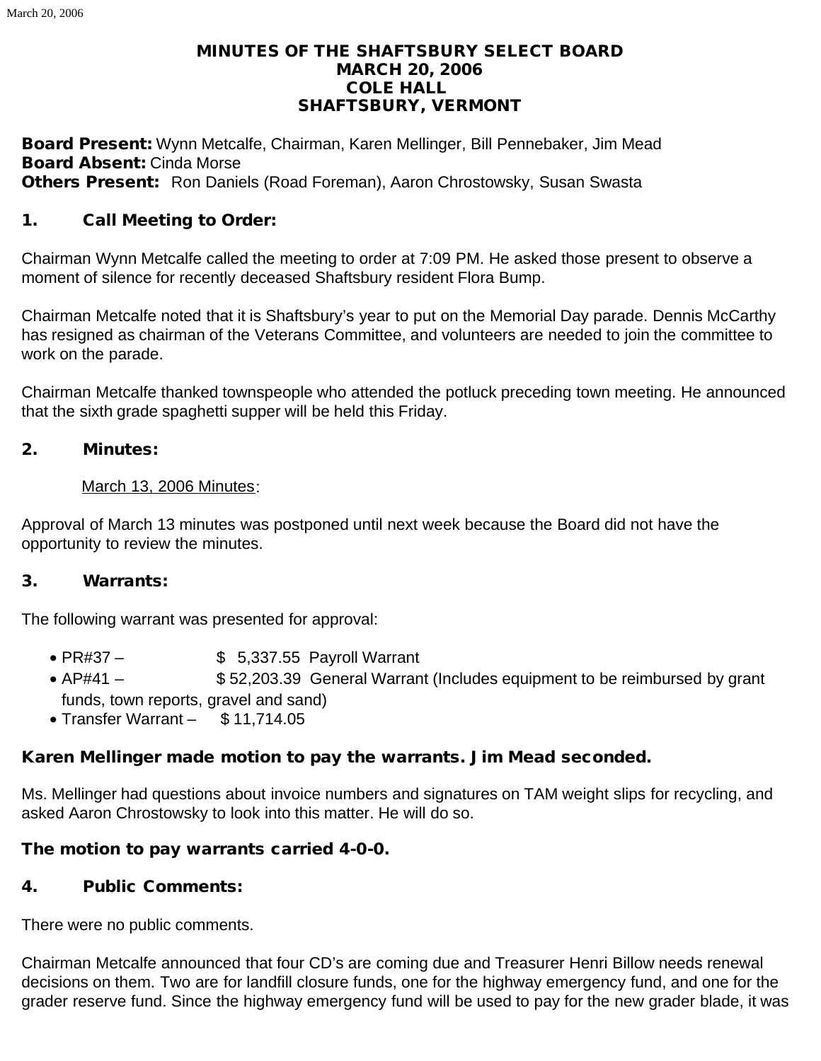# MINUTES OF THE SHAFTSBURY SELECT BOARD
## MARCH 20, 2006
## COLE HALL
## SHAFTSBURY, VERMONT

**Board Present:** Wynn Metcalfe, Chairman, Karen Mellinger, Bill Pennebaker, Jim Mead
**Board Absent:** Cinda Morse
**Others Present:** Ron Daniels (Road Foreman), Aaron Chrostowsky, Susan Swasta

### 1. Call Meeting to Order:

Chairman Wynn Metcalfe called the meeting to order at 7:09 PM. He asked those present to observe a moment of silence for recently deceased Shaftsbury resident Flora Bump.

Chairman Metcalfe noted that it is Shaftsbury's year to put on the Memorial Day parade. Dennis McCarthy has resigned as chairman of the Veterans Committee, and volunteers are needed to join the committee to work on the parade.

Chairman Metcalfe thanked townspeople who attended the potluck preceding town meeting. He announced that the sixth grade spaghetti supper will be held this Friday.

### 2. Minutes:

March 13, 2006 Minutes:

Approval of March 13 minutes was postponed until next week because the Board did not have the opportunity to review the minutes.

### 3. Warrants:

The following warrant was presented for approval:

- PR#37 – $ 5,337.55 Payroll Warrant
- AP#41 – $ 52,203.39 General Warrant (Includes equipment to be reimbursed by grant funds, town reports, gravel and sand)
- Transfer Warrant – $ 11,714.05

**Karen Mellinger made motion to pay the warrants. Jim Mead seconded.**

Ms. Mellinger had questions about invoice numbers and signatures on TAM weight slips for recycling, and asked Aaron Chrostowsky to look into this matter. He will do so.

**The motion to pay warrants carried 4-0-0.**

### 4. Public Comments:

There were no public comments.

Chairman Metcalfe announced that four CD's are coming due and Treasurer Henri Billow needs renewal decisions on them. Two are for landfill closure funds, one for the highway emergency fund, and one for the grader reserve fund. Since the highway emergency fund will be used to pay for the new grader blade, it was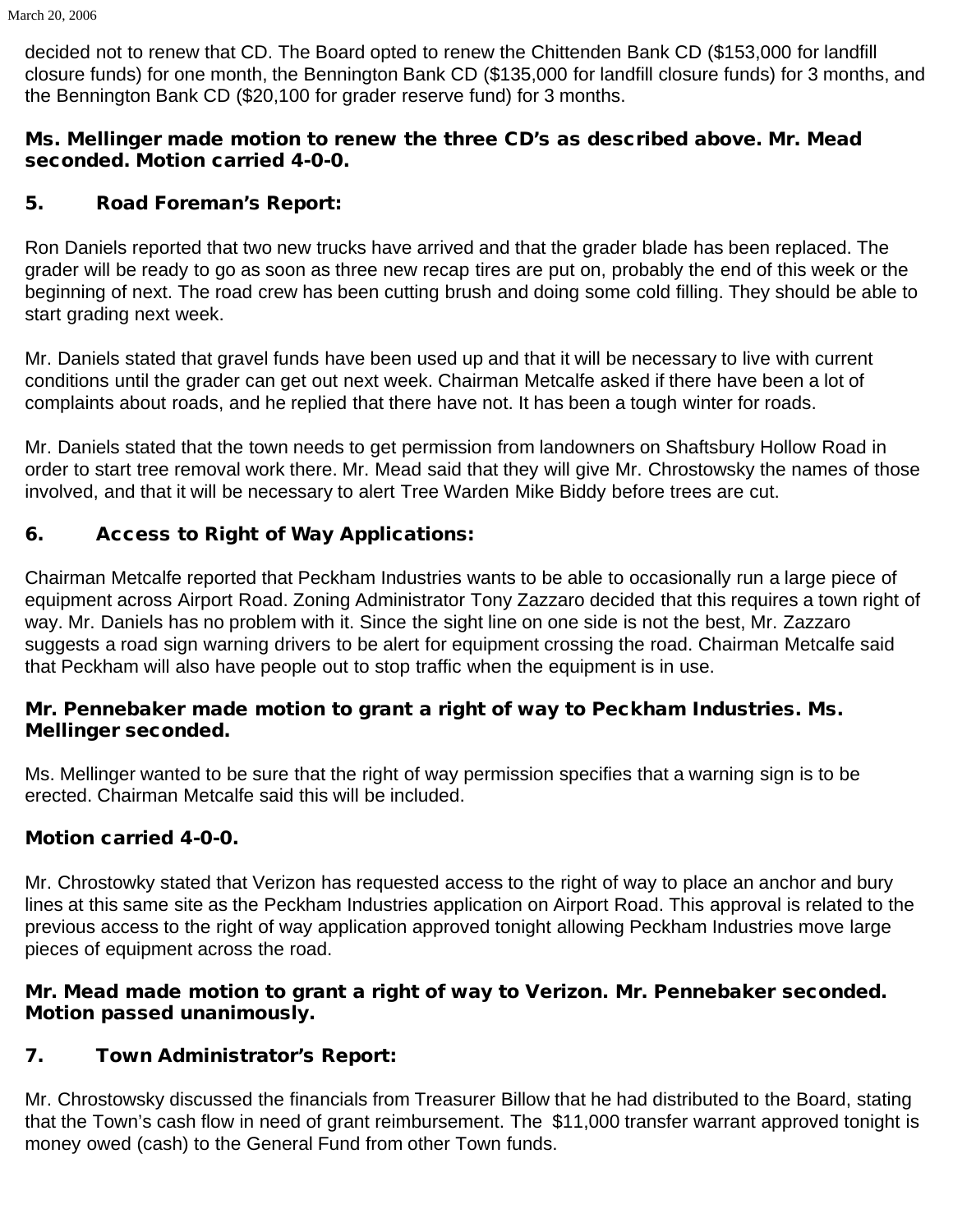decided not to renew that CD. The Board opted to renew the Chittenden Bank CD ($153,000 for landfill closure funds) for one month, the Bennington Bank CD ($135,000 for landfill closure funds) for 3 months, and the Bennington Bank CD ($20,100 for grader reserve fund) for 3 months.

**Ms. Mellinger made motion to renew the three CD's as described above. Mr. Mead seconded. Motion carried 4-0-0.**

## 5. Road Foreman's Report:

Ron Daniels reported that two new trucks have arrived and that the grader blade has been replaced. The grader will be ready to go as soon as three new recap tires are put on, probably the end of this week or the beginning of next. The road crew has been cutting brush and doing some cold filling. They should be able to start grading next week.

Mr. Daniels stated that gravel funds have been used up and that it will be necessary to live with current conditions until the grader can get out next week. Chairman Metcalfe asked if there have been a lot of complaints about roads, and he replied that there have not. It has been a tough winter for roads.

Mr. Daniels stated that the town needs to get permission from landowners on Shaftsbury Hollow Road in order to start tree removal work there. Mr. Mead said that they will give Mr. Chrostowsky the names of those involved, and that it will be necessary to alert Tree Warden Mike Biddy before trees are cut.

## 6. Access to Right of Way Applications:

Chairman Metcalfe reported that Peckham Industries wants to be able to occasionally run a large piece of equipment across Airport Road. Zoning Administrator Tony Zazzaro decided that this requires a town right of way. Mr. Daniels has no problem with it. Since the sight line on one side is not the best, Mr. Zazzaro suggests a road sign warning drivers to be alert for equipment crossing the road. Chairman Metcalfe said that Peckham will also have people out to stop traffic when the equipment is in use.

**Mr. Pennebaker made motion to grant a right of way to Peckham Industries. Ms. Mellinger seconded.**

Ms. Mellinger wanted to be sure that the right of way permission specifies that a warning sign is to be erected. Chairman Metcalfe said this will be included.

**Motion carried 4-0-0.**

Mr. Chrostowky stated that Verizon has requested access to the right of way to place an anchor and bury lines at this same site as the Peckham Industries application on Airport Road. This approval is related to the previous access to the right of way application approved tonight allowing Peckham Industries move large pieces of equipment across the road.

**Mr. Mead made motion to grant a right of way to Verizon. Mr. Pennebaker seconded. Motion passed unanimously.**

## 7. Town Administrator's Report:

Mr. Chrostowsky discussed the financials from Treasurer Billow that he had distributed to the Board, stating that the Town's cash flow in need of grant reimbursement. The $11,000 transfer warrant approved tonight is money owed (cash) to the General Fund from other Town funds.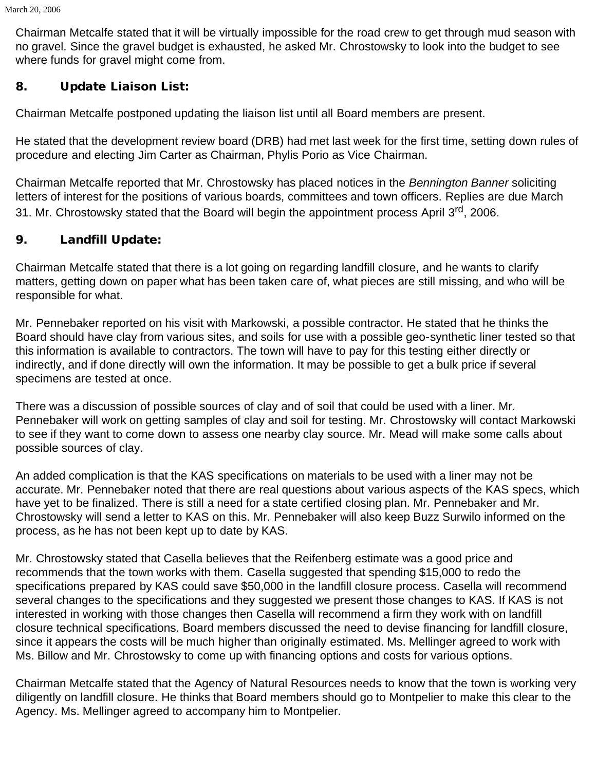Chairman Metcalfe stated that it will be virtually impossible for the road crew to get through mud season with no gravel. Since the gravel budget is exhausted, he asked Mr. Chrostowsky to look into the budget to see where funds for gravel might come from.

## 8. Update Liaison List:

Chairman Metcalfe postponed updating the liaison list until all Board members are present.

He stated that the development review board (DRB) had met last week for the first time, setting down rules of procedure and electing Jim Carter as Chairman, Phylis Porio as Vice Chairman.

Chairman Metcalfe reported that Mr. Chrostowsky has placed notices in the *Bennington Banner* soliciting letters of interest for the positions of various boards, committees and town officers. Replies are due March 31. Mr. Chrostowsky stated that the Board will begin the appointment process April 3rd, 2006.

## 9. Landfill Update:

Chairman Metcalfe stated that there is a lot going on regarding landfill closure, and he wants to clarify matters, getting down on paper what has been taken care of, what pieces are still missing, and who will be responsible for what.

Mr. Pennebaker reported on his visit with Markowski, a possible contractor. He stated that he thinks the Board should have clay from various sites, and soils for use with a possible geo-synthetic liner tested so that this information is available to contractors. The town will have to pay for this testing either directly or indirectly, and if done directly will own the information. It may be possible to get a bulk price if several specimens are tested at once.

There was a discussion of possible sources of clay and of soil that could be used with a liner. Mr. Pennebaker will work on getting samples of clay and soil for testing. Mr. Chrostowsky will contact Markowski to see if they want to come down to assess one nearby clay source. Mr. Mead will make some calls about possible sources of clay.

An added complication is that the KAS specifications on materials to be used with a liner may not be accurate. Mr. Pennebaker noted that there are real questions about various aspects of the KAS specs, which have yet to be finalized. There is still a need for a state certified closing plan. Mr. Pennebaker and Mr. Chrostowsky will send a letter to KAS on this. Mr. Pennebaker will also keep Buzz Surwilo informed on the process, as he has not been kept up to date by KAS.

Mr. Chrostowsky stated that Casella believes that the Reifenberg estimate was a good price and recommends that the town works with them. Casella suggested that spending $15,000 to redo the specifications prepared by KAS could save $50,000 in the landfill closure process. Casella will recommend several changes to the specifications and they suggested we present those changes to KAS. If KAS is not interested in working with those changes then Casella will recommend a firm they work with on landfill closure technical specifications. Board members discussed the need to devise financing for landfill closure, since it appears the costs will be much higher than originally estimated. Ms. Mellinger agreed to work with Ms. Billow and Mr. Chrostowsky to come up with financing options and costs for various options.

Chairman Metcalfe stated that the Agency of Natural Resources needs to know that the town is working very diligently on landfill closure. He thinks that Board members should go to Montpelier to make this clear to the Agency. Ms. Mellinger agreed to accompany him to Montpelier.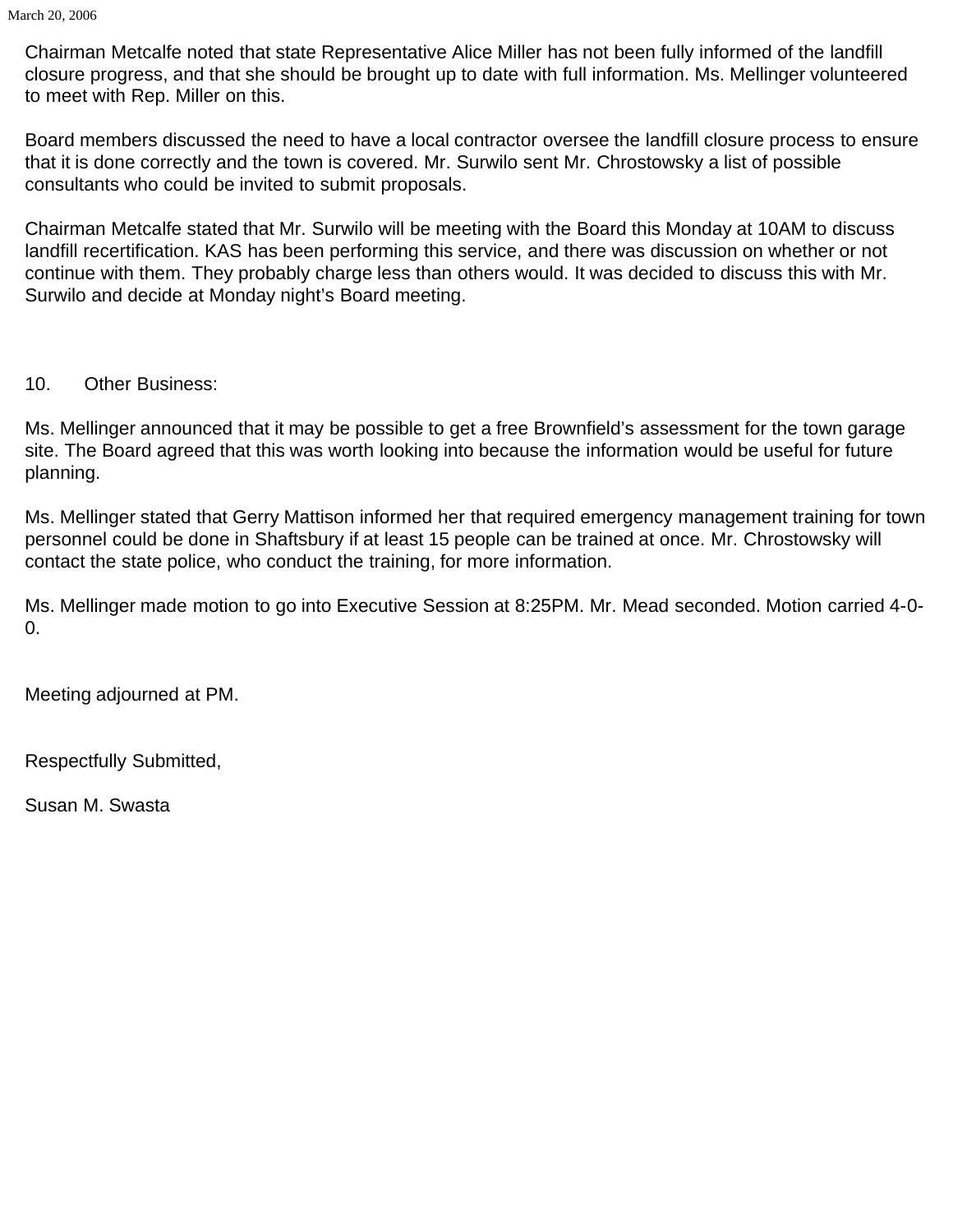Chairman Metcalfe noted that state Representative Alice Miller has not been fully informed of the landfill closure progress, and that she should be brought up to date with full information. Ms. Mellinger volunteered to meet with Rep. Miller on this.

Board members discussed the need to have a local contractor oversee the landfill closure process to ensure that it is done correctly and the town is covered. Mr. Surwilo sent Mr. Chrostowsky a list of possible consultants who could be invited to submit proposals.

Chairman Metcalfe stated that Mr. Surwilo will be meeting with the Board this Monday at 10AM to discuss landfill recertification. KAS has been performing this service, and there was discussion on whether or not continue with them. They probably charge less than others would. It was decided to discuss this with Mr. Surwilo and decide at Monday night's Board meeting.

10. Other Business:

Ms. Mellinger announced that it may be possible to get a free Brownfield's assessment for the town garage site. The Board agreed that this was worth looking into because the information would be useful for future planning.

Ms. Mellinger stated that Gerry Mattison informed her that required emergency management training for town personnel could be done in Shaftsbury if at least 15 people can be trained at once. Mr. Chrostowsky will contact the state police, who conduct the training, for more information.

Ms. Mellinger made motion to go into Executive Session at 8:25PM. Mr. Mead seconded. Motion carried 4-0-0.

Meeting adjourned at PM.

Respectfully Submitted,

Susan M. Swasta